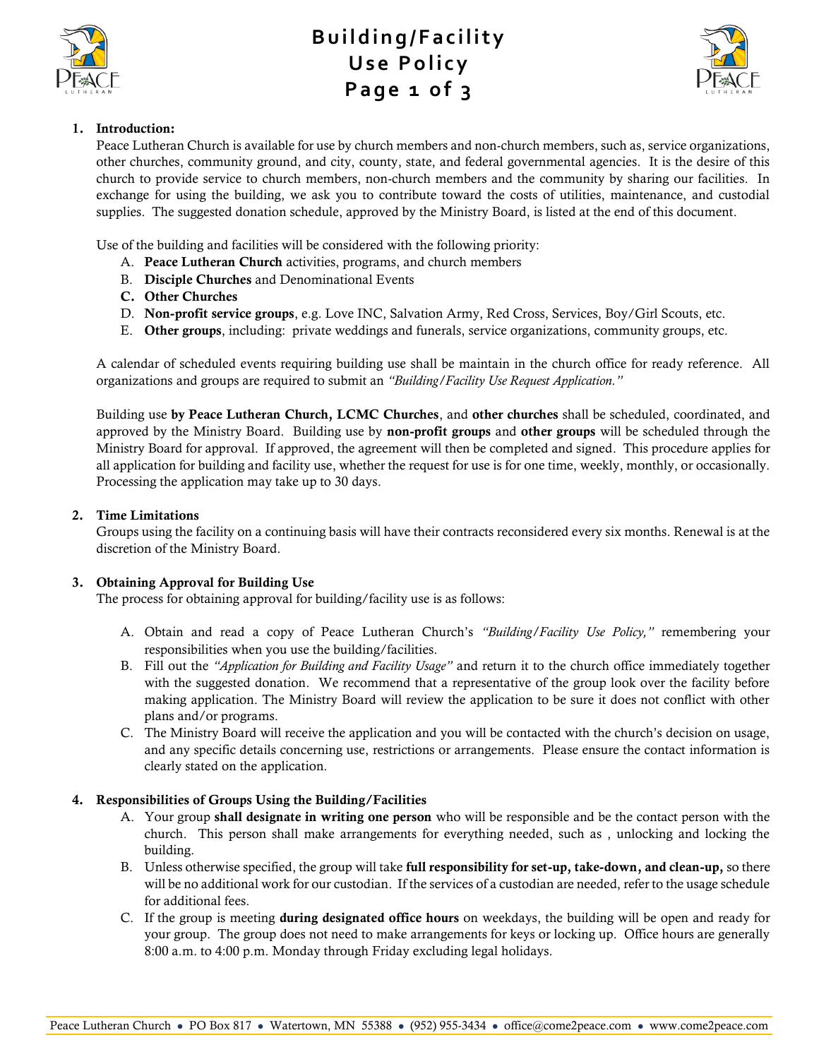# Building/Facility Use Policy

1. **Introduction:**
   Peace Lutheran Church is available for use by church members and non-church members, such as, service organizations, other churches, community ground, and city, county, state, and federal governmental agencies. It is the desire of this church to provide service to church members, non-church members and the community by sharing our facilities. In exchange for using the building, we ask you to contribute toward the costs of utilities, maintenance, and custodial supplies. The suggested donation schedule, approved by the Ministry Board, is listed at the end of this document.

   Use of the building and facilities will be considered with the following priority:
   A. **Peace Lutheran Church** activities, programs, and church members
   B. **Disciple Churches** and Denominational Events
   C. **Other Churches**
   D. **Non-profit service groups**, e.g. Love INC, Salvation Army, Red Cross, Services, Boy/Girl Scouts, etc.
   E. **Other groups**, including: private weddings and funerals, service organizations, community groups, etc.

   A calendar of scheduled events requiring building use shall be maintain in the church office for ready reference. All organizations and groups are required to submit an *"Building/Facility Use Request Application."*

   Building use **by Peace Lutheran Church, LCMC Churches**, and **other churches** shall be scheduled, coordinated, and approved by the Ministry Board. Building use by **non-profit groups** and **other groups** will be scheduled through the Ministry Board for approval. If approved, the agreement will then be completed and signed. This procedure applies for all application for building and facility use, whether the request for use is for one time, weekly, monthly, or occasionally. Processing the application may take up to 30 days.

2. **Time Limitations**
   Groups using the facility on a continuing basis will have their contracts reconsidered every six months. Renewal is at the discretion of the Ministry Board.

3. **Obtaining Approval for Building Use**
   The process for obtaining approval for building/facility use is as follows:

   A. Obtain and read a copy of Peace Lutheran Church's *"Building/Facility Use Policy,"* remembering your responsibilities when you use the building/facilities.
   B. Fill out the *"Application for Building and Facility Usage"* and return it to the church office immediately together with the suggested donation. We recommend that a representative of the group look over the facility before making application. The Ministry Board will review the application to be sure it does not conflict with other plans and/or programs.
   C. The Ministry Board will receive the application and you will be contacted with the church's decision on usage, and any specific details concerning use, restrictions or arrangements. Please ensure the contact information is clearly stated on the application.

4. **Responsibilities of Groups Using the Building/Facilities**
   A. Your group **shall designate in writing one person** who will be responsible and be the contact person with the church. This person shall make arrangements for everything needed, such as , unlocking and locking the building.
   B. Unless otherwise specified, the group will take **full responsibility for set-up, take-down, and clean-up,** so there will be no additional work for our custodian. If the services of a custodian are needed, refer to the usage schedule for additional fees.
   C. If the group is meeting **during designated office hours** on weekdays, the building will be open and ready for your group. The group does not need to make arrangements for keys or locking up. Office hours are generally 8:00 a.m. to 4:00 p.m. Monday through Friday excluding legal holidays.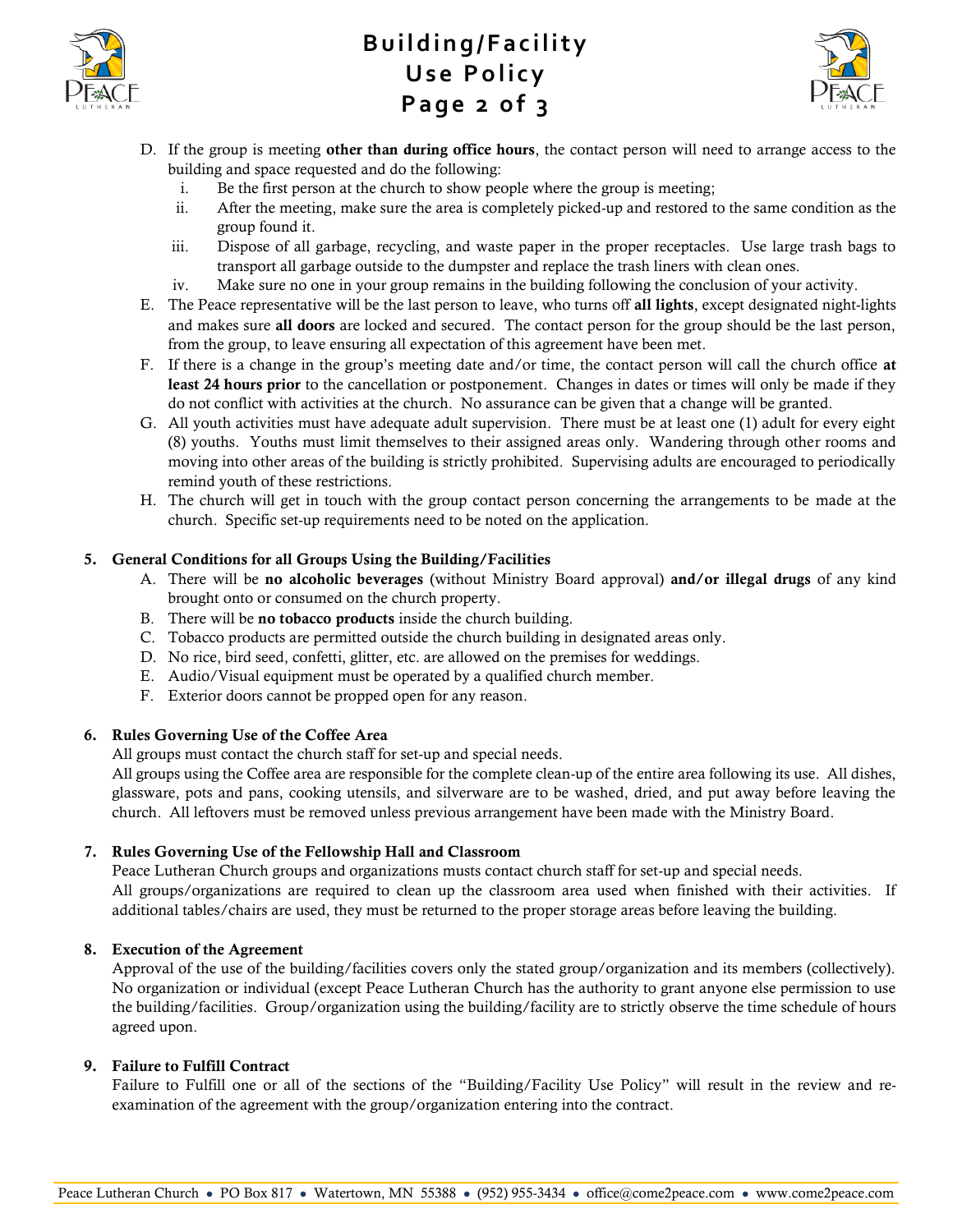D. If the group is meeting **other than during office hours**, the contact person will need to arrange access to the building and space requested and do the following:
   i. Be the first person at the church to show people where the group is meeting;
   ii. After the meeting, make sure the area is completely picked-up and restored to the same condition as the group found it.
   iii. Dispose of all garbage, recycling, and waste paper in the proper receptacles. Use large trash bags to transport all garbage outside to the dumpster and replace the trash liners with clean ones.
   iv. Make sure no one in your group remains in the building following the conclusion of your activity.

E. The Peace representative will be the last person to leave, who turns off **all lights**, except designated night-lights and makes sure **all doors** are locked and secured. The contact person for the group should be the last person, from the group, to leave ensuring all expectation of this agreement have been met.

F. If there is a change in the group's meeting date and/or time, the contact person will call the church office **at least 24 hours prior** to the cancellation or postponement. Changes in dates or times will only be made if they do not conflict with activities at the church. No assurance can be given that a change will be granted.

G. All youth activities must have adequate adult supervision. There must be at least one (1) adult for every eight (8) youths. Youths must limit themselves to their assigned areas only. Wandering through other rooms and moving into other areas of the building is strictly prohibited. Supervising adults are encouraged to periodically remind youth of these restrictions.

H. The church will get in touch with the group contact person concerning the arrangements to be made at the church. Specific set-up requirements need to be noted on the application.

**5. General Conditions for all Groups Using the Building/Facilities**

A. There will be **no alcoholic beverages** (without Ministry Board approval) **and/or illegal drugs** of any kind brought onto or consumed on the church property.

B. There will be **no tobacco products** inside the church building.

C. Tobacco products are permitted outside the church building in designated areas only.

D. No rice, bird seed, confetti, glitter, etc. are allowed on the premises for weddings.

E. Audio/Visual equipment must be operated by a qualified church member.

F. Exterior doors cannot be propped open for any reason.

**6. Rules Governing Use of the Coffee Area**

All groups must contact the church staff for set-up and special needs.

All groups using the Coffee area are responsible for the complete clean-up of the entire area following its use. All dishes, glassware, pots and pans, cooking utensils, and silverware are to be washed, dried, and put away before leaving the church. All leftovers must be removed unless previous arrangement have been made with the Ministry Board.

**7. Rules Governing Use of the Fellowship Hall and Classroom**

Peace Lutheran Church groups and organizations musts contact church staff for set-up and special needs.

All groups/organizations are required to clean up the classroom area used when finished with their activities. If additional tables/chairs are used, they must be returned to the proper storage areas before leaving the building.

**8. Execution of the Agreement**

Approval of the use of the building/facilities covers only the stated group/organization and its members (collectively). No organization or individual (except Peace Lutheran Church has the authority to grant anyone else permission to use the building/facilities. Group/organization using the building/facility are to strictly observe the time schedule of hours agreed upon.

**9. Failure to Fulfill Contract**

Failure to Fulfill one or all of the sections of the "Building/Facility Use Policy" will result in the review and re-examination of the agreement with the group/organization entering into the contract.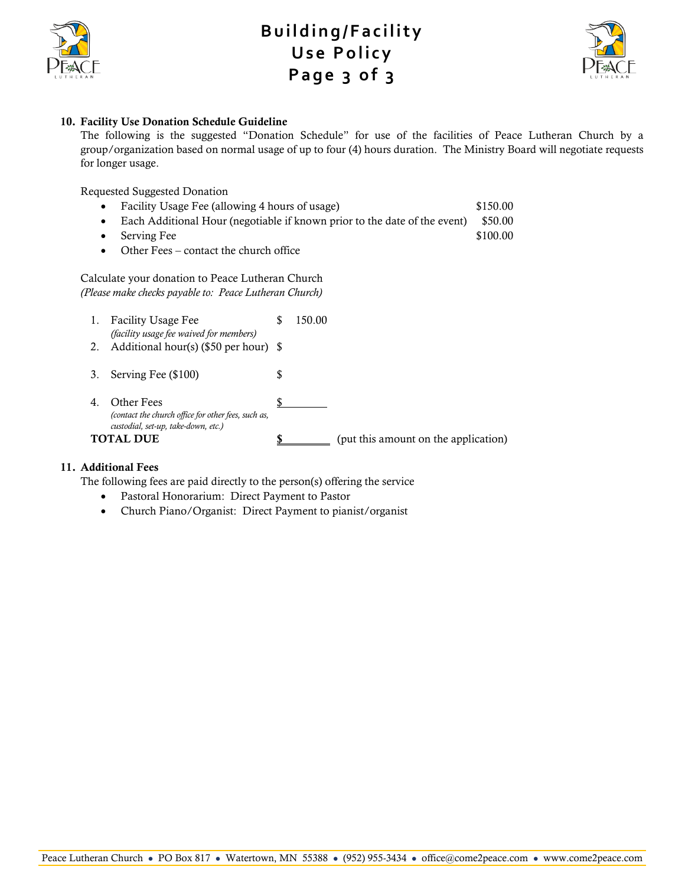# Building/Facility Use Policy

**10. Facility Use Donation Schedule Guideline**

The following is the suggested "Donation Schedule" for use of the facilities of Peace Lutheran Church by a group/organization based on normal usage of up to four (4) hours duration. The Ministry Board will negotiate requests for longer usage.

Requested Suggested Donation

- Facility Usage Fee (allowing 4 hours of usage) $150.00
- Each Additional Hour (negotiable if known prior to the date of the event) $50.00
- Serving Fee $100.00
- Other Fees – contact the church office

Calculate your donation to Peace Lutheran Church
*(Please make checks payable to: Peace Lutheran Church)*

| | | |
|---|---|---|
| 1. Facility Usage Fee *(facility usage fee waived for members)* | $ 150.00 | |
| 2. Additional hour(s) ($50 per hour) | $ | |
| 3. Serving Fee ($100) | $ | |
| 4. Other Fees *(contact the church office for other fees, such as, custodial, set-up, take-down, etc.)* | $ | |
| **TOTAL DUE** | **$** | (put this amount on the application) |

**11. Additional Fees**

The following fees are paid directly to the person(s) offering the service

- Pastoral Honorarium: Direct Payment to Pastor
- Church Piano/Organist: Direct Payment to pianist/organist

Peace Lutheran Church • PO Box 817 • Watertown, MN 55388 • (952) 955-3434 • office@come2peace.com • www.come2peace.com